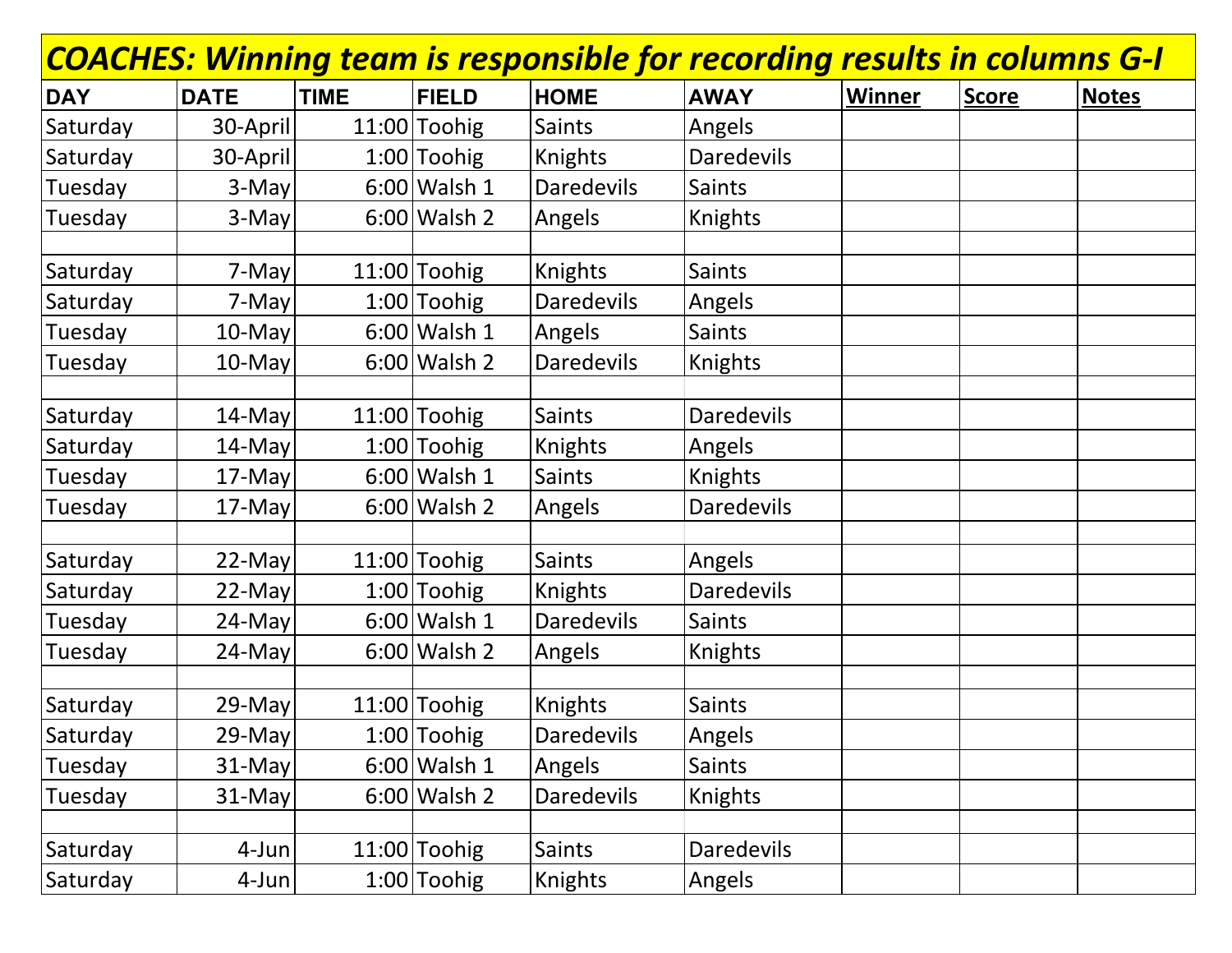**_COACHES: Winning team is responsible for recording results in columns G-I_**

| DAY | DATE | TIME | FIELD | HOME | AWAY | Winner | Score | Notes |
|---|---|---|---|---|---|---|---|---|
| Saturday | 30-April | 11:00 | Toohig | Saints | Angels | | | |
| Saturday | 30-April | 1:00 | Toohig | Knights | Daredevils | | | |
| Tuesday | 3-May | 6:00 | Walsh 1 | Daredevils | Saints | | | |
| Tuesday | 3-May | 6:00 | Walsh 2 | Angels | Knights | | | |
| | | | | | | | | |
| Saturday | 7-May | 11:00 | Toohig | Knights | Saints | | | |
| Saturday | 7-May | 1:00 | Toohig | Daredevils | Angels | | | |
| Tuesday | 10-May | 6:00 | Walsh 1 | Angels | Saints | | | |
| Tuesday | 10-May | 6:00 | Walsh 2 | Daredevils | Knights | | | |
| | | | | | | | | |
| Saturday | 14-May | 11:00 | Toohig | Saints | Daredevils | | | |
| Saturday | 14-May | 1:00 | Toohig | Knights | Angels | | | |
| Tuesday | 17-May | 6:00 | Walsh 1 | Saints | Knights | | | |
| Tuesday | 17-May | 6:00 | Walsh 2 | Angels | Daredevils | | | |
| | | | | | | | | |
| Saturday | 22-May | 11:00 | Toohig | Saints | Angels | | | |
| Saturday | 22-May | 1:00 | Toohig | Knights | Daredevils | | | |
| Tuesday | 24-May | 6:00 | Walsh 1 | Daredevils | Saints | | | |
| Tuesday | 24-May | 6:00 | Walsh 2 | Angels | Knights | | | |
| | | | | | | | | |
| Saturday | 29-May | 11:00 | Toohig | Knights | Saints | | | |
| Saturday | 29-May | 1:00 | Toohig | Daredevils | Angels | | | |
| Tuesday | 31-May | 6:00 | Walsh 1 | Angels | Saints | | | |
| Tuesday | 31-May | 6:00 | Walsh 2 | Daredevils | Knights | | | |
| | | | | | | | | |
| Saturday | 4-Jun | 11:00 | Toohig | Saints | Daredevils | | | |
| Saturday | 4-Jun | 1:00 | Toohig | Knights | Angels | | | |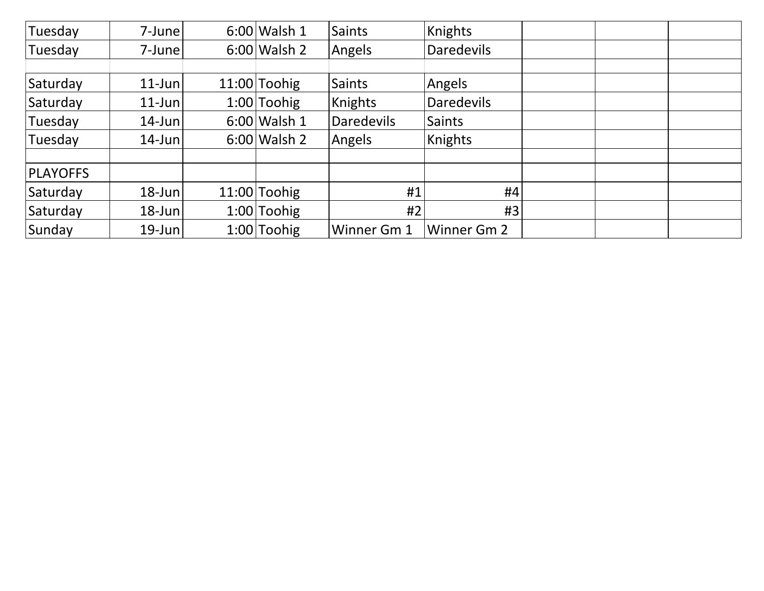| | | | | | | | | |
|---|---|---|---|---|---|---|---|---|
| Tuesday | 7-June | 6:00 | Walsh 1 | Saints | Knights | | | |
| Tuesday | 7-June | 6:00 | Walsh 2 | Angels | Daredevils | | | |
| | | | | | | | | |
| Saturday | 11-Jun | 11:00 | Toohig | Saints | Angels | | | |
| Saturday | 11-Jun | 1:00 | Toohig | Knights | Daredevils | | | |
| Tuesday | 14-Jun | 6:00 | Walsh 1 | Daredevils | Saints | | | |
| Tuesday | 14-Jun | 6:00 | Walsh 2 | Angels | Knights | | | |
| | | | | | | | | |
| PLAYOFFS | | | | | | | | |
| Saturday | 18-Jun | 11:00 | Toohig | #1 | #4 | | | |
| Saturday | 18-Jun | 1:00 | Toohig | #2 | #3 | | | |
| Sunday | 19-Jun | 1:00 | Toohig | Winner Gm 1 | Winner Gm 2 | | | |